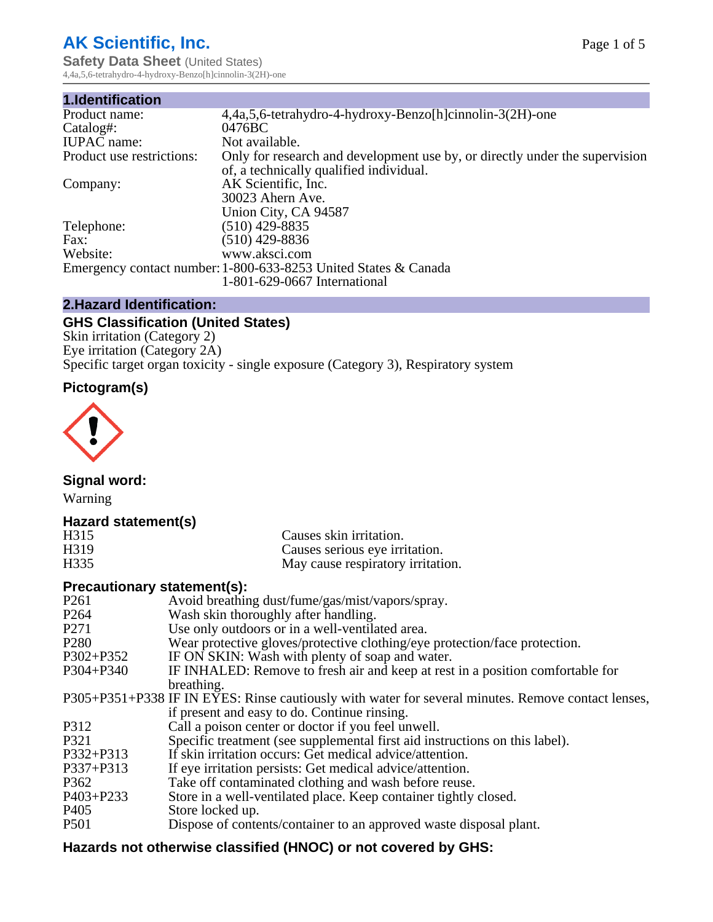# AK Scientific, Inc.

**Safety Data Sheet** (United States)

4,4a,5,6-tetrahydro-4-hydroxy-Benzo[h]cinnolin-3(2H)-one

## 1.Identification

| | |
|---|---|
| Product name: | 4,4a,5,6-tetrahydro-4-hydroxy-Benzo[h]cinnolin-3(2H)-one |
| Catalog#: | 0476BC |
| IUPAC name: | Not available. |
| Product use restrictions: | Only for research and development use by, or directly under the supervision of, a technically qualified individual. |
| Company: | AK Scientific, Inc.<br>30023 Ahern Ave.<br>Union City, CA 94587 |
| Telephone: | (510) 429-8835 |
| Fax: | (510) 429-8836 |
| Website: | www.aksci.com |
| Emergency contact number: | 1-800-633-8253 United States & Canada<br>1-801-629-0667 International |

## 2.Hazard Identification:

### GHS Classification (United States)

Skin irritation (Category 2)
Eye irritation (Category 2A)
Specific target organ toxicity - single exposure (Category 3), Respiratory system

### Pictogram(s)

### Signal word:

Warning

### Hazard statement(s)

| | |
|---|---|
| H315 | Causes skin irritation. |
| H319 | Causes serious eye irritation. |
| H335 | May cause respiratory irritation. |

### Precautionary statement(s):

| | |
|---|---|
| P261 | Avoid breathing dust/fume/gas/mist/vapors/spray. |
| P264 | Wash skin thoroughly after handling. |
| P271 | Use only outdoors or in a well-ventilated area. |
| P280 | Wear protective gloves/protective clothing/eye protection/face protection. |
| P302+P352 | IF ON SKIN: Wash with plenty of soap and water. |
| P304+P340 | IF INHALED: Remove to fresh air and keep at rest in a position comfortable for breathing. |
| P305+P351+P338 | IF IN EYES: Rinse cautiously with water for several minutes. Remove contact lenses, if present and easy to do. Continue rinsing. |
| P312 | Call a poison center or doctor if you feel unwell. |
| P321 | Specific treatment (see supplemental first aid instructions on this label). |
| P332+P313 | If skin irritation occurs: Get medical advice/attention. |
| P337+P313 | If eye irritation persists: Get medical advice/attention. |
| P362 | Take off contaminated clothing and wash before reuse. |
| P403+P233 | Store in a well-ventilated place. Keep container tightly closed. |
| P405 | Store locked up. |
| P501 | Dispose of contents/container to an approved waste disposal plant. |

### Hazards not otherwise classified (HNOC) or not covered by GHS: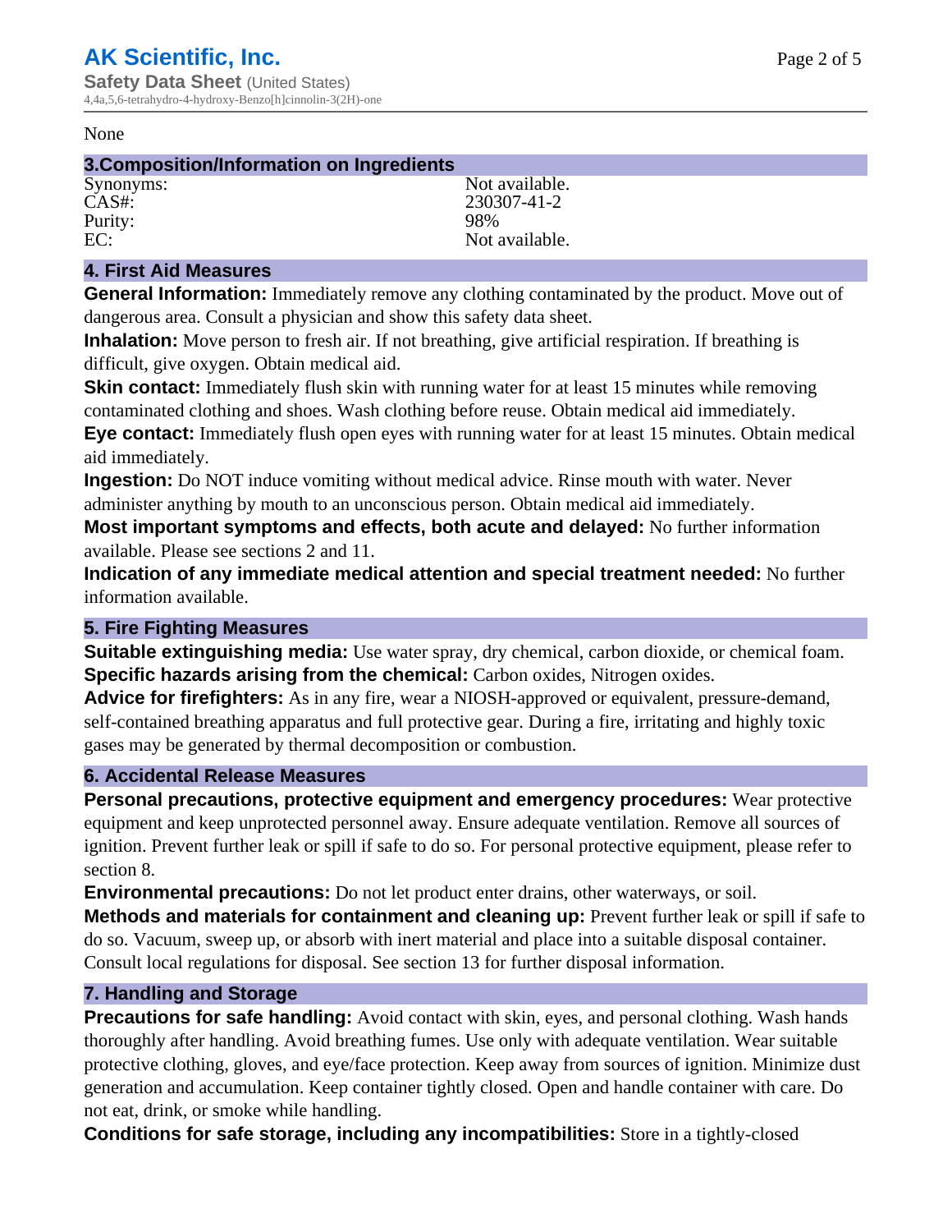None

## 3.Composition/Information on Ingredients

| | |
|---|---|
| Synonyms: | Not available. |
| CAS#: | 230307-41-2 |
| Purity: | 98% |
| EC: | Not available. |

## 4. First Aid Measures

**General Information:** Immediately remove any clothing contaminated by the product. Move out of dangerous area. Consult a physician and show this safety data sheet.

**Inhalation:** Move person to fresh air. If not breathing, give artificial respiration. If breathing is difficult, give oxygen. Obtain medical aid.

**Skin contact:** Immediately flush skin with running water for at least 15 minutes while removing contaminated clothing and shoes. Wash clothing before reuse. Obtain medical aid immediately.

**Eye contact:** Immediately flush open eyes with running water for at least 15 minutes. Obtain medical aid immediately.

**Ingestion:** Do NOT induce vomiting without medical advice. Rinse mouth with water. Never administer anything by mouth to an unconscious person. Obtain medical aid immediately.

**Most important symptoms and effects, both acute and delayed:** No further information available. Please see sections 2 and 11.

**Indication of any immediate medical attention and special treatment needed:** No further information available.

## 5. Fire Fighting Measures

**Suitable extinguishing media:** Use water spray, dry chemical, carbon dioxide, or chemical foam.

**Specific hazards arising from the chemical:** Carbon oxides, Nitrogen oxides.

**Advice for firefighters:** As in any fire, wear a NIOSH-approved or equivalent, pressure-demand, self-contained breathing apparatus and full protective gear. During a fire, irritating and highly toxic gases may be generated by thermal decomposition or combustion.

## 6. Accidental Release Measures

**Personal precautions, protective equipment and emergency procedures:** Wear protective equipment and keep unprotected personnel away. Ensure adequate ventilation. Remove all sources of ignition. Prevent further leak or spill if safe to do so. For personal protective equipment, please refer to section 8.

**Environmental precautions:** Do not let product enter drains, other waterways, or soil.

**Methods and materials for containment and cleaning up:** Prevent further leak or spill if safe to do so. Vacuum, sweep up, or absorb with inert material and place into a suitable disposal container. Consult local regulations for disposal. See section 13 for further disposal information.

## 7. Handling and Storage

**Precautions for safe handling:** Avoid contact with skin, eyes, and personal clothing. Wash hands thoroughly after handling. Avoid breathing fumes. Use only with adequate ventilation. Wear suitable protective clothing, gloves, and eye/face protection. Keep away from sources of ignition. Minimize dust generation and accumulation. Keep container tightly closed. Open and handle container with care. Do not eat, drink, or smoke while handling.

**Conditions for safe storage, including any incompatibilities:** Store in a tightly-closed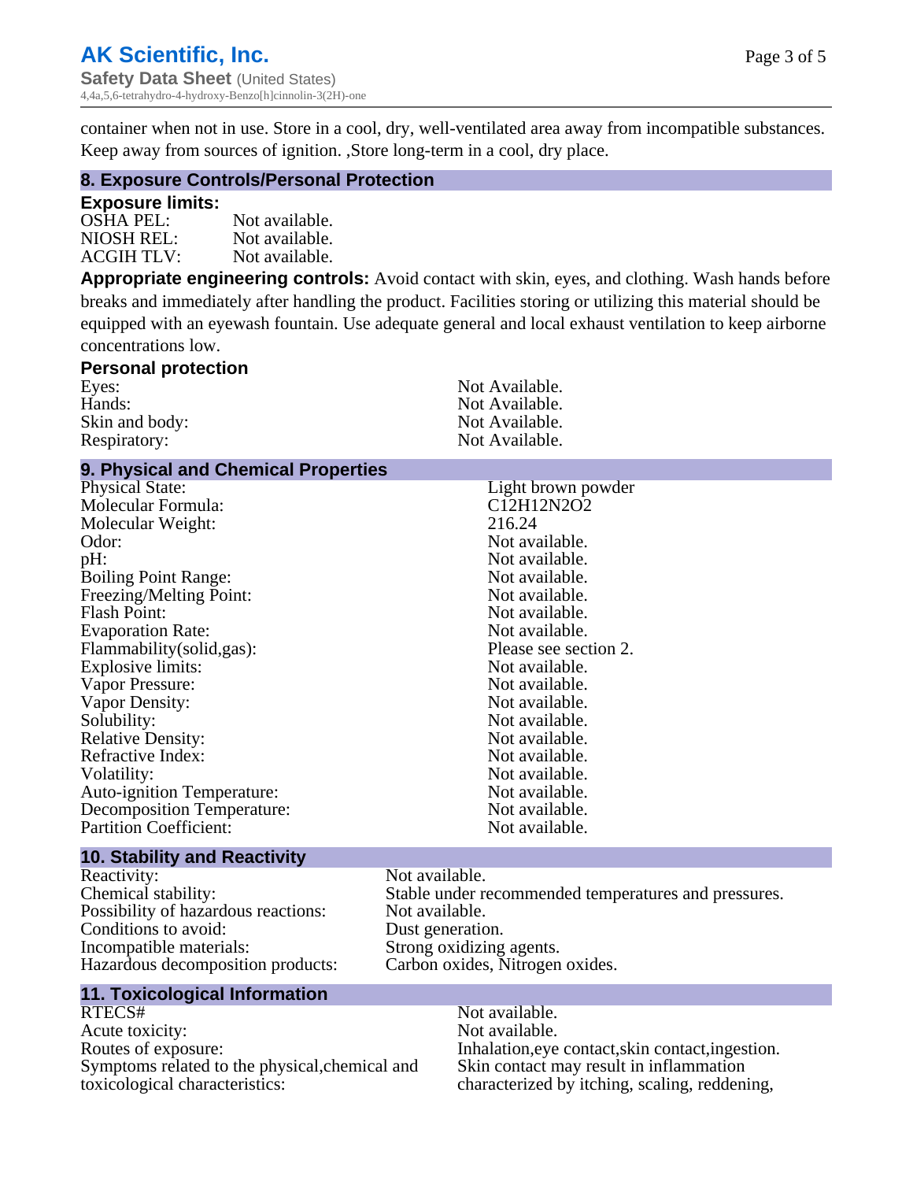container when not in use. Store in a cool, dry, well-ventilated area away from incompatible substances. Keep away from sources of ignition. ,Store long-term in a cool, dry place.

## 8. Exposure Controls/Personal Protection

### Exposure limits:

| | |
|---|---|
| OSHA PEL: | Not available. |
| NIOSH REL: | Not available. |
| ACGIH TLV: | Not available. |

**Appropriate engineering controls:** Avoid contact with skin, eyes, and clothing. Wash hands before breaks and immediately after handling the product. Facilities storing or utilizing this material should be equipped with an eyewash fountain. Use adequate general and local exhaust ventilation to keep airborne concentrations low.

### Personal protection

| | |
|---|---|
| Eyes: | Not Available. |
| Hands: | Not Available. |
| Skin and body: | Not Available. |
| Respiratory: | Not Available. |

## 9. Physical and Chemical Properties

| | |
|---|---|
| Physical State: | Light brown powder |
| Molecular Formula: | $C_{12}H_{12}N_2O_2$ |
| Molecular Weight: | 216.24 |
| Odor: | Not available. |
| pH: | Not available. |
| Boiling Point Range: | Not available. |
| Freezing/Melting Point: | Not available. |
| Flash Point: | Not available. |
| Evaporation Rate: | Not available. |
| Flammability(solid,gas): | Please see section 2. |
| Explosive limits: | Not available. |
| Vapor Pressure: | Not available. |
| Vapor Density: | Not available. |
| Solubility: | Not available. |
| Relative Density: | Not available. |
| Refractive Index: | Not available. |
| Volatility: | Not available. |
| Auto-ignition Temperature: | Not available. |
| Decomposition Temperature: | Not available. |
| Partition Coefficient: | Not available. |

## 10. Stability and Reactivity

| | |
|---|---|
| Reactivity: | Not available. |
| Chemical stability: | Stable under recommended temperatures and pressures. |
| Possibility of hazardous reactions: | Not available. |
| Conditions to avoid: | Dust generation. |
| Incompatible materials: | Strong oxidizing agents. |
| Hazardous decomposition products: | Carbon oxides, Nitrogen oxides. |

## 11. Toxicological Information

| | |
|---|---|
| RTECS# | Not available. |
| Acute toxicity: | Not available. |
| Routes of exposure: | Inhalation,eye contact,skin contact,ingestion. |
| Symptoms related to the physical,chemical and toxicological characteristics: | Skin contact may result in inflammation characterized by itching, scaling, reddening, |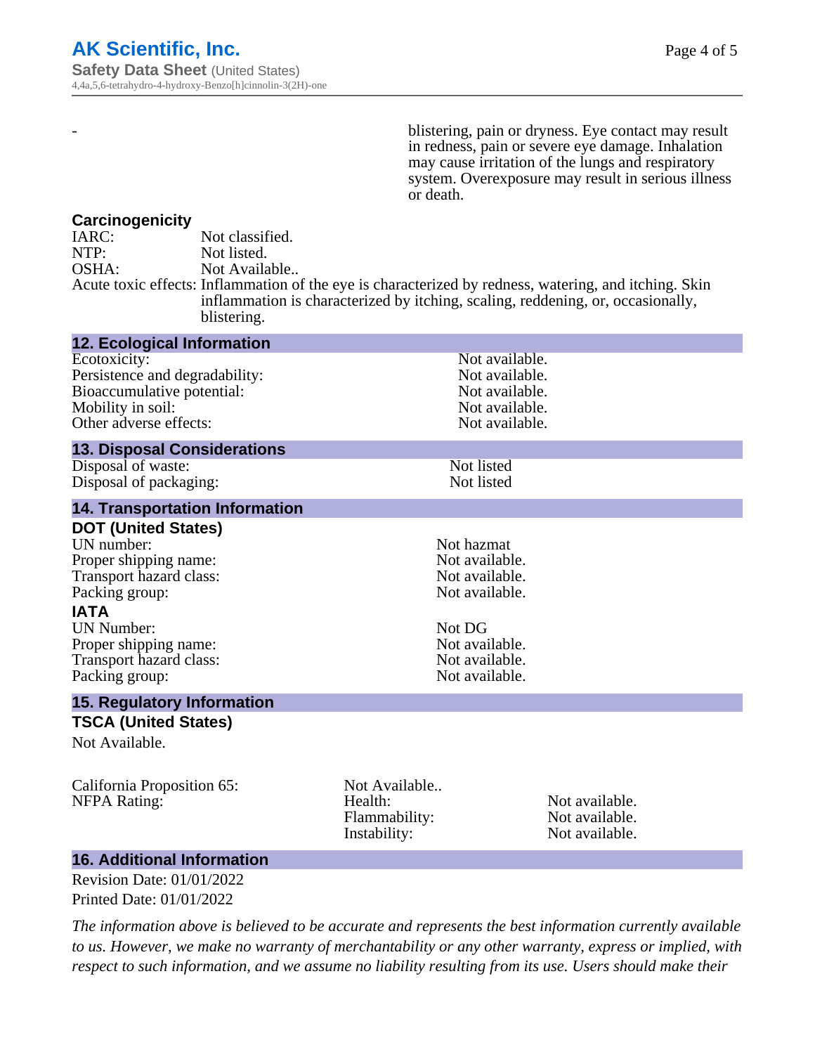| - | blistering, pain or dryness. Eye contact may result in redness, pain or severe eye damage. Inhalation may cause irritation of the lungs and respiratory system. Overexposure may result in serious illness or death. |
|---|---|

### Carcinogenicity

| | |
|---|---|
| IARC: | Not classified. |
| NTP: | Not listed. |
| OSHA: | Not Available.. |
| Acute toxic effects: | Inflammation of the eye is characterized by redness, watering, and itching. Skin inflammation is characterized by itching, scaling, reddening, or, occasionally, blistering. |

## 12. Ecological Information

| | |
|---|---|
| Ecotoxicity: | Not available. |
| Persistence and degradability: | Not available. |
| Bioaccumulative potential: | Not available. |
| Mobility in soil: | Not available. |
| Other adverse effects: | Not available. |

## 13. Disposal Considerations

| | |
|---|---|
| Disposal of waste: | Not listed |
| Disposal of packaging: | Not listed |

## 14. Transportation Information

### DOT (United States)

| | |
|---|---|
| UN number: | Not hazmat |
| Proper shipping name: | Not available. |
| Transport hazard class: | Not available. |
| Packing group: | Not available. |

### IATA

| | |
|---|---|
| UN Number: | Not DG |
| Proper shipping name: | Not available. |
| Transport hazard class: | Not available. |
| Packing group: | Not available. |

## 15. Regulatory Information

### TSCA (United States)

Not Available.

| | | |
|---|---|---|
| California Proposition 65: | Not Available.. | |
| NFPA Rating: | Health: | Not available. |
| | Flammability: | Not available. |
| | Instability: | Not available. |

## 16. Additional Information

Revision Date: 01/01/2022

Printed Date: 01/01/2022

*The information above is believed to be accurate and represents the best information currently available to us. However, we make no warranty of merchantability or any other warranty, express or implied, with respect to such information, and we assume no liability resulting from its use. Users should make their*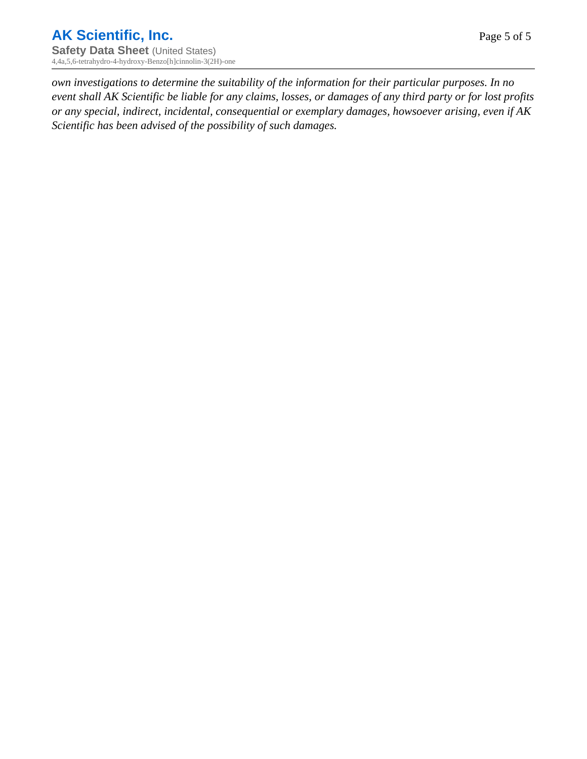*own investigations to determine the suitability of the information for their particular purposes. In no event shall AK Scientific be liable for any claims, losses, or damages of any third party or for lost profits or any special, indirect, incidental, consequential or exemplary damages, howsoever arising, even if AK Scientific has been advised of the possibility of such damages.*